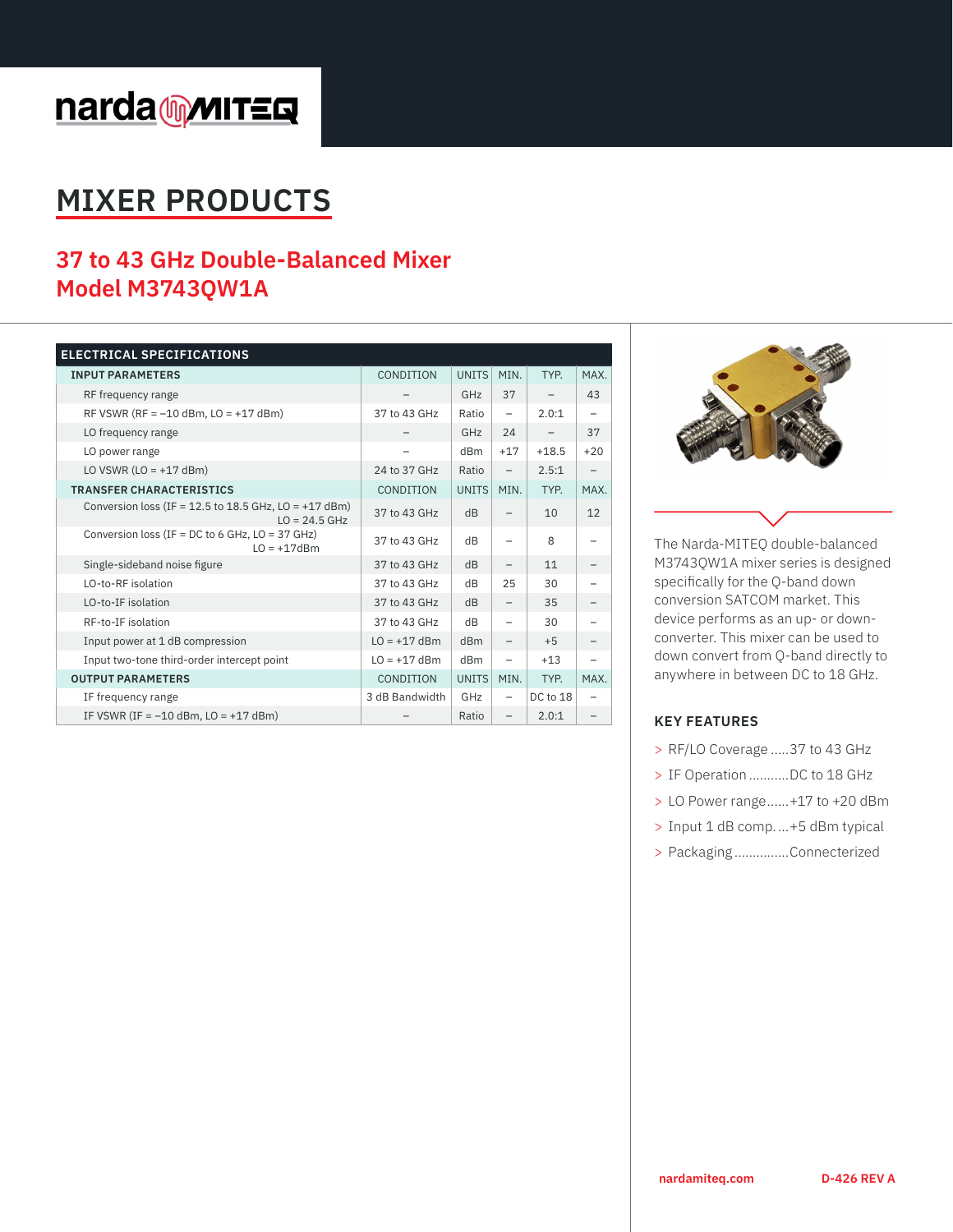# MIXER PRODUCTS

## 37 to 43 GHz Double-Balanced Mixer
## Model M3743QW1A

| ELECTRICAL SPECIFICATIONS | | | | | |
|---|---|---|---|---|---|
| **INPUT PARAMETERS** | CONDITION | UNITS | MIN. | TYP. | MAX. |
| RF frequency range | – | GHz | 37 | – | 43 |
| RF VSWR (RF = –10 dBm, LO = +17 dBm) | 37 to 43 GHz | Ratio | – | 2.0:1 | – |
| LO frequency range | – | GHz | 24 | – | 37 |
| LO power range | – | dBm | +17 | +18.5 | +20 |
| LO VSWR (LO = +17 dBm) | 24 to 37 GHz | Ratio | – | 2.5:1 | – |
| **TRANSFER CHARACTERISTICS** | CONDITION | UNITS | MIN. | TYP. | MAX. |
| Conversion loss (IF = 12.5 to 18.5 GHz, LO = +17 dBm) LO = 24.5 GHz | 37 to 43 GHz | dB | – | 10 | 12 |
| Conversion loss (IF = DC to 6 GHz, LO = 37 GHz) LO = +17dBm | 37 to 43 GHz | dB | – | 8 | – |
| Single-sideband noise figure | 37 to 43 GHz | dB | – | 11 | – |
| LO-to-RF isolation | 37 to 43 GHz | dB | 25 | 30 | – |
| LO-to-IF isolation | 37 to 43 GHz | dB | – | 35 | – |
| RF-to-IF isolation | 37 to 43 GHz | dB | – | 30 | – |
| Input power at 1 dB compression | LO = +17 dBm | dBm | – | +5 | – |
| Input two-tone third-order intercept point | LO = +17 dBm | dBm | – | +13 | – |
| **OUTPUT PARAMETERS** | CONDITION | UNITS | MIN. | TYP. | MAX. |
| IF frequency range | 3 dB Bandwidth | GHz | – | DC to 18 | – |
| IF VSWR (IF = –10 dBm, LO = +17 dBm) | – | Ratio | – | 2.0:1 | – |

The Narda-MITEQ double-balanced M3743QW1A mixer series is designed specifically for the Q-band down conversion SATCOM market. This device performs as an up- or down-converter. This mixer can be used to down convert from Q-band directly to anywhere in between DC to 18 GHz.

### KEY FEATURES

- RF/LO Coverage .....37 to 43 GHz
- IF Operation ...........DC to 18 GHz
- LO Power range......+17 to +20 dBm
- Input 1 dB comp. ...+5 dBm typical
- Packaging ...............Connecterized

nardamiteq.com

D-426 REV A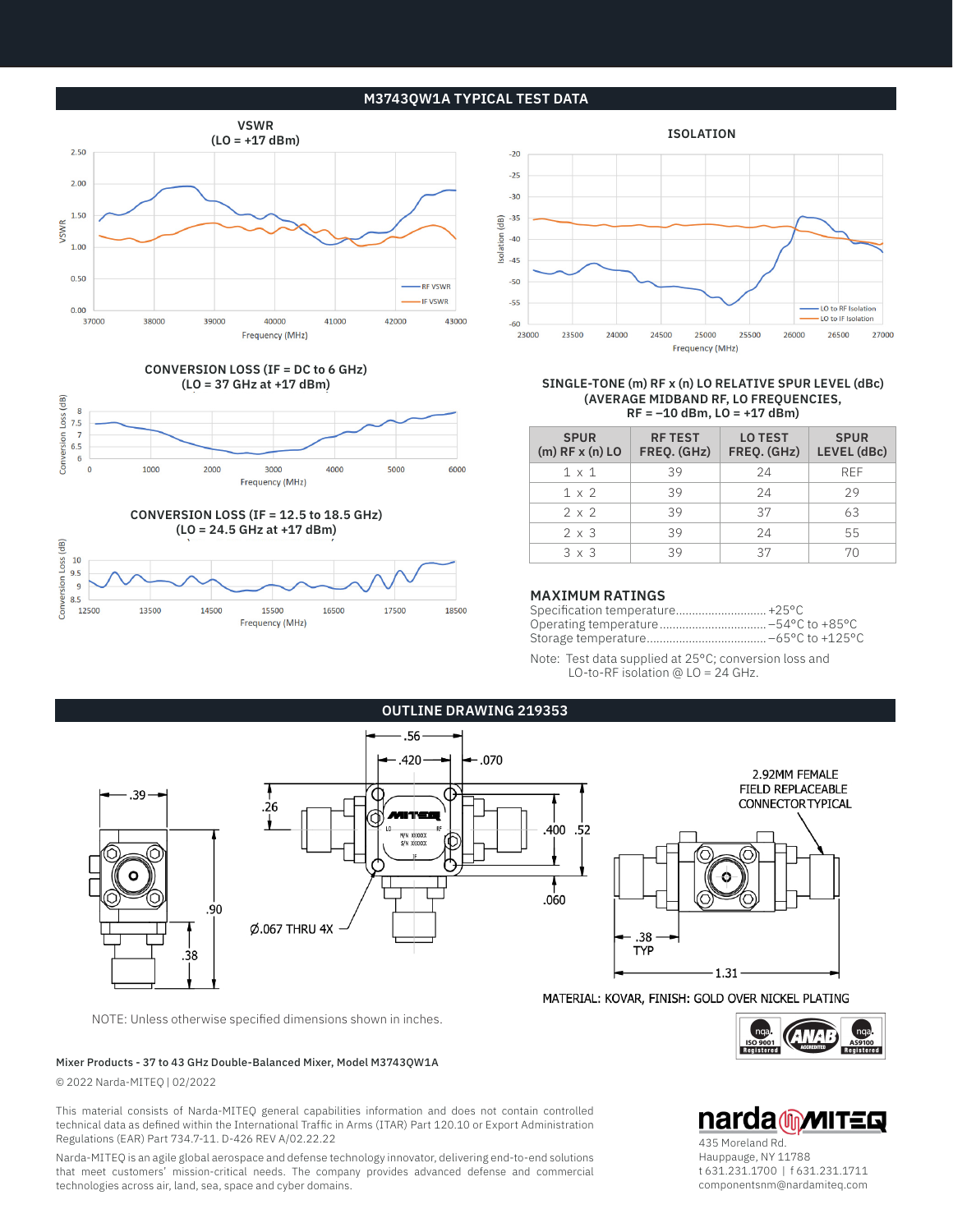## M3743QW1A TYPICAL TEST DATA

**VSWR**
**(LO = +17 dBm)**

VSWR
2.50
2.00
1.50
1.00
0.50
0.00
37000 38000 39000 40000 41000 42000 43000
Frequency (MHz)
RF VSWR
IF VSWR

**ISOLATION**

Isolation (dB)
-20
-25
-30
-35
-40
-45
-50
-55
-60
23000 23500 24000 24500 25000 25500 26000 26500 27000
Frequency (MHz)
LO to RF Isolation
LO to IF Isolation

**CONVERSION LOSS (IF = DC to 6 GHz)**
**(LO = 37 GHz at +17 dBm)**

Conversion Loss (dB)
8
7.5
7
6.5
6
0 1000 2000 3000 4000 5000 6000
Frequency (MHz)

**CONVERSION LOSS (IF = 12.5 to 18.5 GHz)**
**(LO = 24.5 GHz at +17 dBm)**

Conversion Loss (dB)
10
9.5
9
8.5
12500 13500 14500 15500 16500 17500 18500
Frequency (MHz)

**SINGLE-TONE (m) RF x (n) LO RELATIVE SPUR LEVEL (dBc)**
**(AVERAGE MIDBAND RF, LO FREQUENCIES,**
**RF = −10 dBm, LO = +17 dBm)**

| SPUR (m) RF x (n) LO | RF TEST FREQ. (GHz) | LO TEST FREQ. (GHz) | SPUR LEVEL (dBc) |
|---|---|---|---|
| 1 x 1 | 39 | 24 | REF |
| 1 x 2 | 39 | 24 | 29 |
| 2 x 2 | 39 | 37 | 63 |
| 2 x 3 | 39 | 24 | 55 |
| 3 x 3 | 39 | 37 | 70 |

### MAXIMUM RATINGS

Specification temperature............................ +25°C
Operating temperature................................. −54°C to +85°C
Storage temperature..................................... −65°C to +125°C

Note: Test data supplied at 25°C; conversion loss and LO-to-RF isolation @ LO = 24 GHz.

## OUTLINE DRAWING 219353

.56
.420
.070
.39
.26
.400
.52
.90
.060
.38
Ø.067 THRU 4X
2.92MM FEMALE FIELD REPLACEABLE CONNECTOR TYPICAL
.38 TYP
1.31

MATERIAL: KOVAR, FINISH: GOLD OVER NICKEL PLATING

NOTE: Unless otherwise specified dimensions shown in inches.

**Mixer Products - 37 to 43 GHz Double-Balanced Mixer, Model M3743QW1A**

© 2022 Narda-MITEQ | 02/2022

This material consists of Narda-MITEQ general capabilities information and does not contain controlled technical data as defined within the International Traffic in Arms (ITAR) Part 120.10 or Export Administration Regulations (EAR) Part 734.7-11. D-426 REV A/02.22.22

Narda-MITEQ is an agile global aerospace and defense technology innovator, delivering end-to-end solutions that meet customers' mission-critical needs. The company provides advanced defense and commercial technologies across air, land, sea, space and cyber domains.

narda MITEQ
435 Moreland Rd.
Hauppauge, NY 11788
t 631.231.1700 | f 631.231.1711
componentsnm@nardamiteq.com